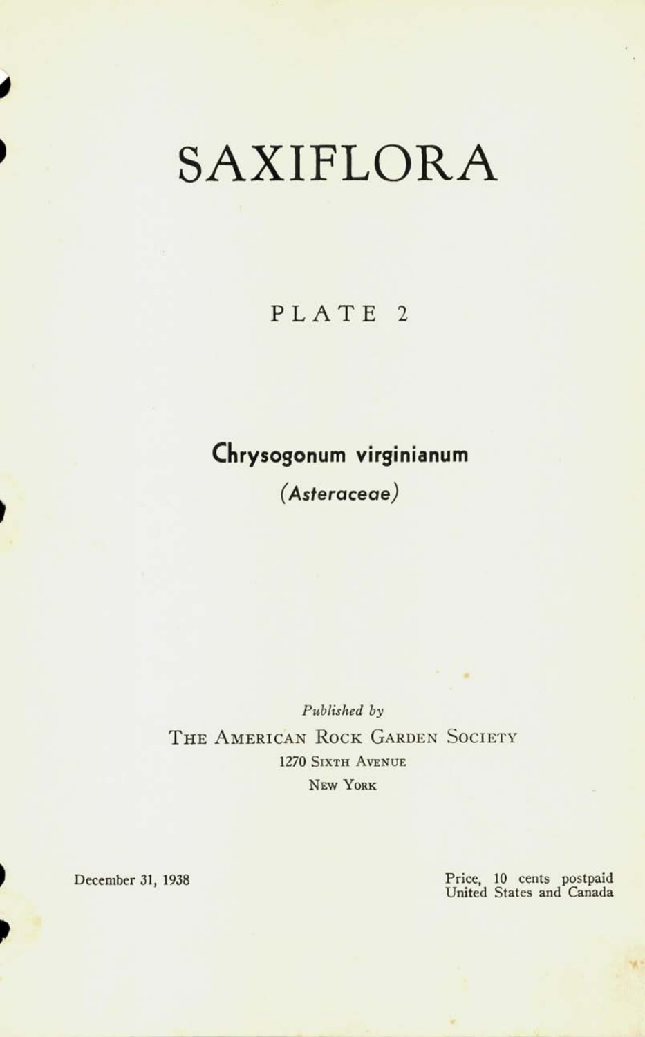# SAXIFLORA

## PLATE 2

### Chrysogonum virginianum

*(Asteraceae)*

*Published by*

THE AMERICAN ROCK GARDEN SOCIETY
1270 SIXTH AVENUE
NEW YORK

December 31, 1938

Price, 10 cents postpaid
United States and Canada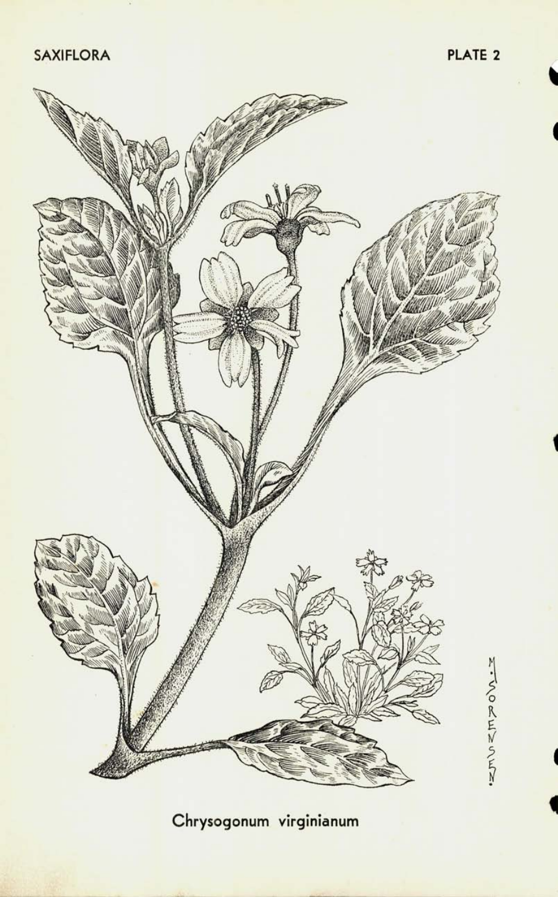Chrysogonum virginianum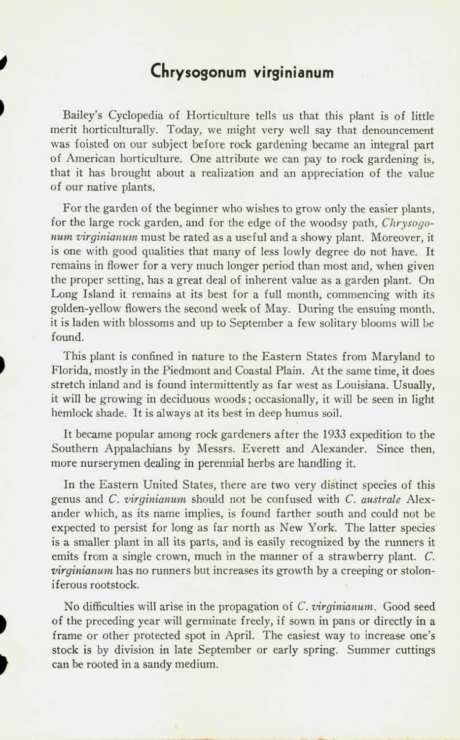# Chrysogonum virginianum

Bailey's Cyclopedia of Horticulture tells us that this plant is of little merit horticulturally. Today, we might very well say that denouncement was foisted on our subject before rock gardening became an integral part of American horticulture. One attribute we can pay to rock gardening is, that it has brought about a realization and an appreciation of the value of our native plants.

For the garden of the beginner who wishes to grow only the easier plants, for the large rock garden, and for the edge of the woodsy path, *Chrysogonum virginianum* must be rated as a useful and a showy plant. Moreover, it is one with good qualities that many of less lowly degree do not have. It remains in flower for a very much longer period than most and, when given the proper setting, has a great deal of inherent value as a garden plant. On Long Island it remains at its best for a full month, commencing with its golden-yellow flowers the second week of May. During the ensuing month, it is laden with blossoms and up to September a few solitary blooms will be found.

This plant is confined in nature to the Eastern States from Maryland to Florida, mostly in the Piedmont and Coastal Plain. At the same time, it does stretch inland and is found intermittently as far west as Louisiana. Usually, it will be growing in deciduous woods; occasionally, it will be seen in light hemlock shade. It is always at its best in deep humus soil.

It became popular among rock gardeners after the 1933 expedition to the Southern Appalachians by Messrs. Everett and Alexander. Since then, more nurserymen dealing in perennial herbs are handling it.

In the Eastern United States, there are two very distinct species of this genus and *C. virginianum* should not be confused with *C. australe* Alexander which, as its name implies, is found farther south and could not be expected to persist for long as far north as New York. The latter species is a smaller plant in all its parts, and is easily recognized by the runners it emits from a single crown, much in the manner of a strawberry plant. *C. virginianum* has no runners but increases its growth by a creeping or stoloniferous rootstock.

No difficulties will arise in the propagation of *C. virginianum*. Good seed of the preceding year will germinate freely, if sown in pans or directly in a frame or other protected spot in April. The easiest way to increase one's stock is by division in late September or early spring. Summer cuttings can be rooted in a sandy medium.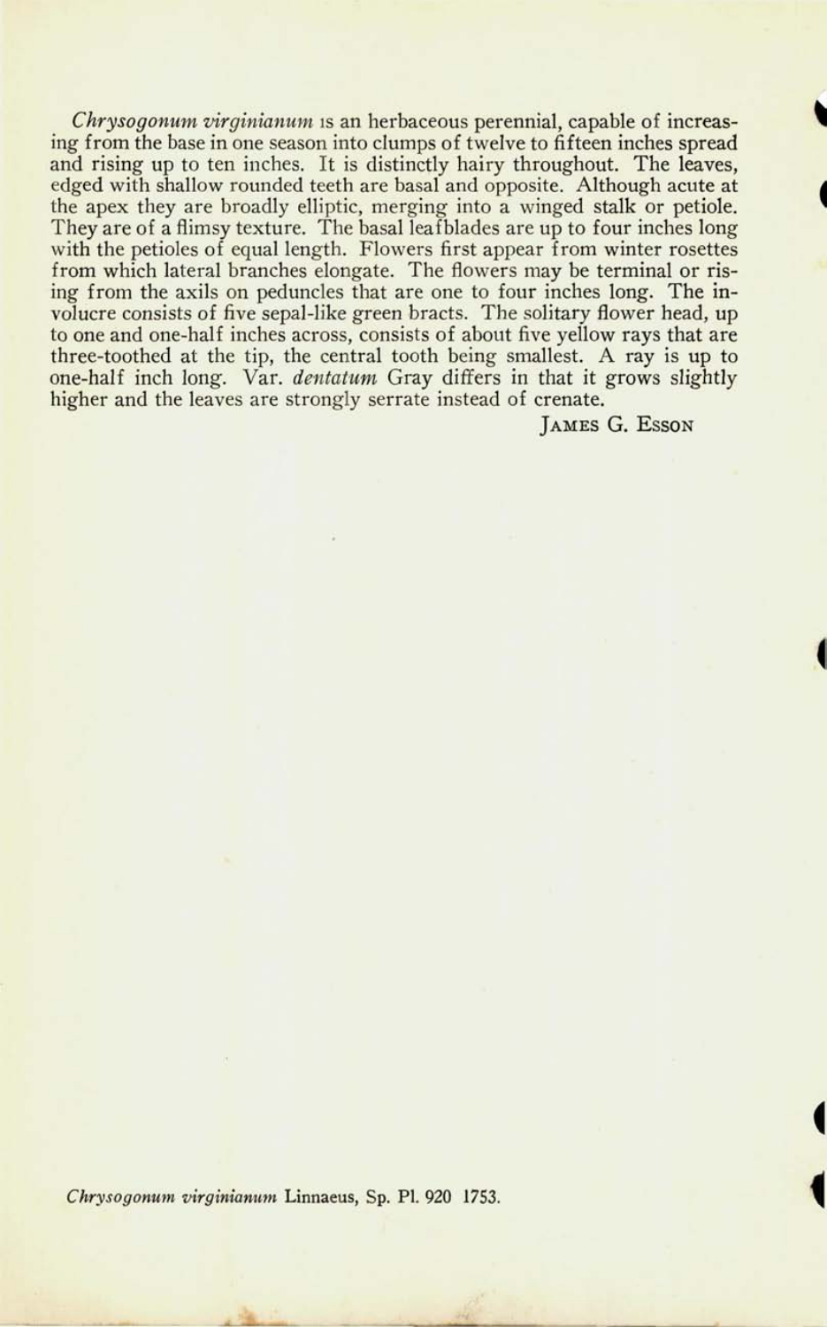*Chrysogonum virginianum* is an herbaceous perennial, capable of increasing from the base in one season into clumps of twelve to fifteen inches spread and rising up to ten inches. It is distinctly hairy throughout. The leaves, edged with shallow rounded teeth are basal and opposite. Although acute at the apex they are broadly elliptic, merging into a winged stalk or petiole. They are of a flimsy texture. The basal leafblades are up to four inches long with the petioles of equal length. Flowers first appear from winter rosettes from which lateral branches elongate. The flowers may be terminal or rising from the axils on peduncles that are one to four inches long. The involucre consists of five sepal-like green bracts. The solitary flower head, up to one and one-half inches across, consists of about five yellow rays that are three-toothed at the tip, the central tooth being smallest. A ray is up to one-half inch long. Var. *dentatum* Gray differs in that it grows slightly higher and the leaves are strongly serrate instead of crenate.

James G. Esson

*Chrysogonum virginianum* Linnaeus, Sp. Pl. 920 1753.